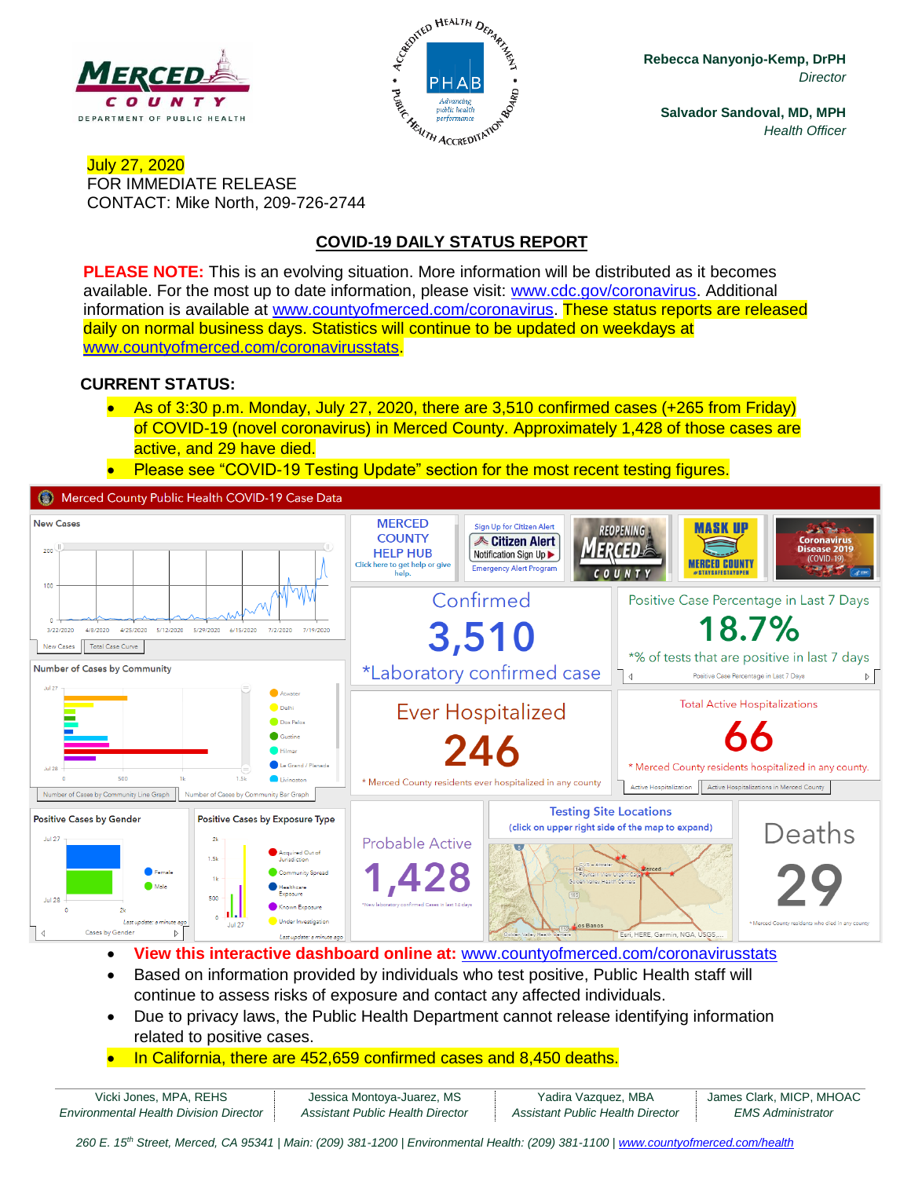MERCED COUNTY
DEPARTMENT OF PUBLIC HEALTH

**Rebecca Nanyonjo-Kemp, DrPH**
*Director*

**Salvador Sandoval, MD, MPH**
*Health Officer*

July 27, 2020
FOR IMMEDIATE RELEASE
CONTACT: Mike North, 209-726-2744

## COVID-19 DAILY STATUS REPORT

**PLEASE NOTE:** This is an evolving situation. More information will be distributed as it becomes available. For the most up to date information, please visit: www.cdc.gov/coronavirus. Additional information is available at www.countyofmerced.com/coronavirus. These status reports are released daily on normal business days. Statistics will continue to be updated on weekdays at www.countyofmerced.com/coronavirusstats.

**CURRENT STATUS:**

- As of 3:30 p.m. Monday, July 27, 2020, there are 3,510 confirmed cases (+265 from Friday) of COVID-19 (novel coronavirus) in Merced County. Approximately 1,428 of those cases are active, and 29 have died.
- Please see "COVID-19 Testing Update" section for the most recent testing figures.

Merced County Public Health COVID-19 Case Data

| Metric | Value | Note |
|---|---|---|
| Confirmed | 3,510 | *Laboratory confirmed case |
| Positive Case Percentage in Last 7 Days | 18.7% | *% of tests that are positive in last 7 days |
| Ever Hospitalized | 246 | * Merced County residents ever hospitalized in any county |
| Total Active Hospitalizations | 66 | * Merced County residents hospitalized in any county. |
| Probable Active | 1,428 | *New laboratory confirmed Cases in last 14 days |
| Deaths | 29 | * Merced County residents who died in any county |

- **View this interactive dashboard online at:** www.countyofmerced.com/coronavirusstats
- Based on information provided by individuals who test positive, Public Health staff will continue to assess risks of exposure and contact any affected individuals.
- Due to privacy laws, the Public Health Department cannot release identifying information related to positive cases.
- In California, there are 452,659 confirmed cases and 8,450 deaths.

| Vicki Jones, MPA, REHS | Jessica Montoya-Juarez, MS | Yadira Vazquez, MBA | James Clark, MICP, MHOAC |
|---|---|---|---|
| *Environmental Health Division Director* | *Assistant Public Health Director* | *Assistant Public Health Director* | *EMS Administrator* |

*260 E. 15th Street, Merced, CA 95341 | Main: (209) 381-1200 | Environmental Health: (209) 381-1100 | www.countyofmerced.com/health*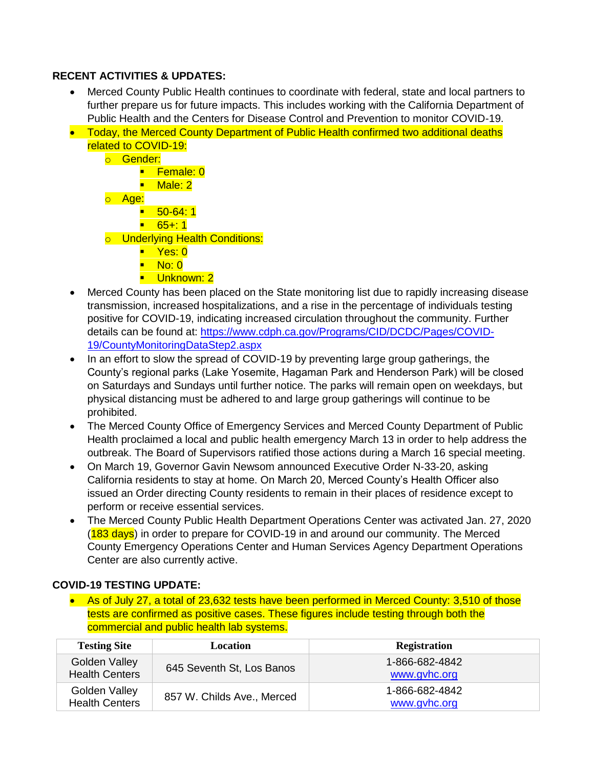**RECENT ACTIVITIES & UPDATES:**

- Merced County Public Health continues to coordinate with federal, state and local partners to further prepare us for future impacts. This includes working with the California Department of Public Health and the Centers for Disease Control and Prevention to monitor COVID-19.
- Today, the Merced County Department of Public Health confirmed two additional deaths related to COVID-19:
  - Gender:
    - Female: 0
    - Male: 2
  - Age:
    - 50-64: 1
    - 65+: 1
  - Underlying Health Conditions:
    - Yes: 0
    - No: 0
    - Unknown: 2
- Merced County has been placed on the State monitoring list due to rapidly increasing disease transmission, increased hospitalizations, and a rise in the percentage of individuals testing positive for COVID-19, indicating increased circulation throughout the community. Further details can be found at: https://www.cdph.ca.gov/Programs/CID/DCDC/Pages/COVID-19/CountyMonitoringDataStep2.aspx
- In an effort to slow the spread of COVID-19 by preventing large group gatherings, the County's regional parks (Lake Yosemite, Hagaman Park and Henderson Park) will be closed on Saturdays and Sundays until further notice. The parks will remain open on weekdays, but physical distancing must be adhered to and large group gatherings will continue to be prohibited.
- The Merced County Office of Emergency Services and Merced County Department of Public Health proclaimed a local and public health emergency March 13 in order to help address the outbreak. The Board of Supervisors ratified those actions during a March 16 special meeting.
- On March 19, Governor Gavin Newsom announced Executive Order N-33-20, asking California residents to stay at home. On March 20, Merced County's Health Officer also issued an Order directing County residents to remain in their places of residence except to perform or receive essential services.
- The Merced County Public Health Department Operations Center was activated Jan. 27, 2020 (183 days) in order to prepare for COVID-19 in and around our community. The Merced County Emergency Operations Center and Human Services Agency Department Operations Center are also currently active.

**COVID-19 TESTING UPDATE:**

- As of July 27, a total of 23,632 tests have been performed in Merced County: 3,510 of those tests are confirmed as positive cases. These figures include testing through both the commercial and public health lab systems.

| Testing Site | Location | Registration |
|---|---|---|
| Golden Valley Health Centers | 645 Seventh St, Los Banos | 1-866-682-4842 www.gvhc.org |
| Golden Valley Health Centers | 857 W. Childs Ave., Merced | 1-866-682-4842 www.gvhc.org |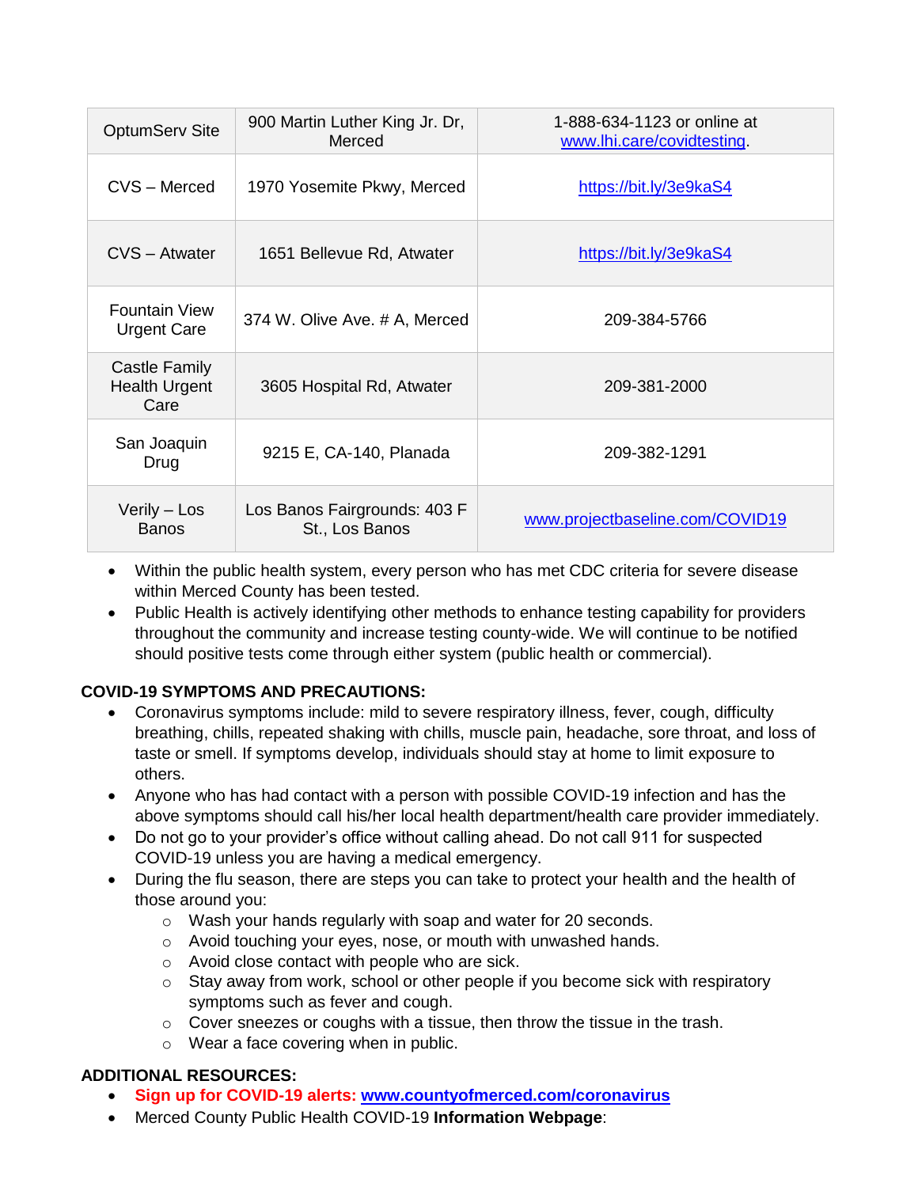| OptumServ Site | 900 Martin Luther King Jr. Dr, Merced | 1-888-634-1123 or online at www.lhi.care/covidtesting. |
|---|---|---|
| CVS – Merced | 1970 Yosemite Pkwy, Merced | https://bit.ly/3e9kaS4 |
| CVS – Atwater | 1651 Bellevue Rd, Atwater | https://bit.ly/3e9kaS4 |
| Fountain View Urgent Care | 374 W. Olive Ave. # A, Merced | 209-384-5766 |
| Castle Family Health Urgent Care | 3605 Hospital Rd, Atwater | 209-381-2000 |
| San Joaquin Drug | 9215 E, CA-140, Planada | 209-382-1291 |
| Verily – Los Banos | Los Banos Fairgrounds: 403 F St., Los Banos | www.projectbaseline.com/COVID19 |

- Within the public health system, every person who has met CDC criteria for severe disease within Merced County has been tested.
- Public Health is actively identifying other methods to enhance testing capability for providers throughout the community and increase testing county-wide. We will continue to be notified should positive tests come through either system (public health or commercial).

**COVID-19 SYMPTOMS AND PRECAUTIONS:**

- Coronavirus symptoms include: mild to severe respiratory illness, fever, cough, difficulty breathing, chills, repeated shaking with chills, muscle pain, headache, sore throat, and loss of taste or smell. If symptoms develop, individuals should stay at home to limit exposure to others.
- Anyone who has had contact with a person with possible COVID-19 infection and has the above symptoms should call his/her local health department/health care provider immediately.
- Do not go to your provider's office without calling ahead. Do not call 911 for suspected COVID-19 unless you are having a medical emergency.
- During the flu season, there are steps you can take to protect your health and the health of those around you:
  - Wash your hands regularly with soap and water for 20 seconds.
  - Avoid touching your eyes, nose, or mouth with unwashed hands.
  - Avoid close contact with people who are sick.
  - Stay away from work, school or other people if you become sick with respiratory symptoms such as fever and cough.
  - Cover sneezes or coughs with a tissue, then throw the tissue in the trash.
  - Wear a face covering when in public.

**ADDITIONAL RESOURCES:**

- **Sign up for COVID-19 alerts: www.countyofmerced.com/coronavirus**
- Merced County Public Health COVID-19 **Information Webpage**: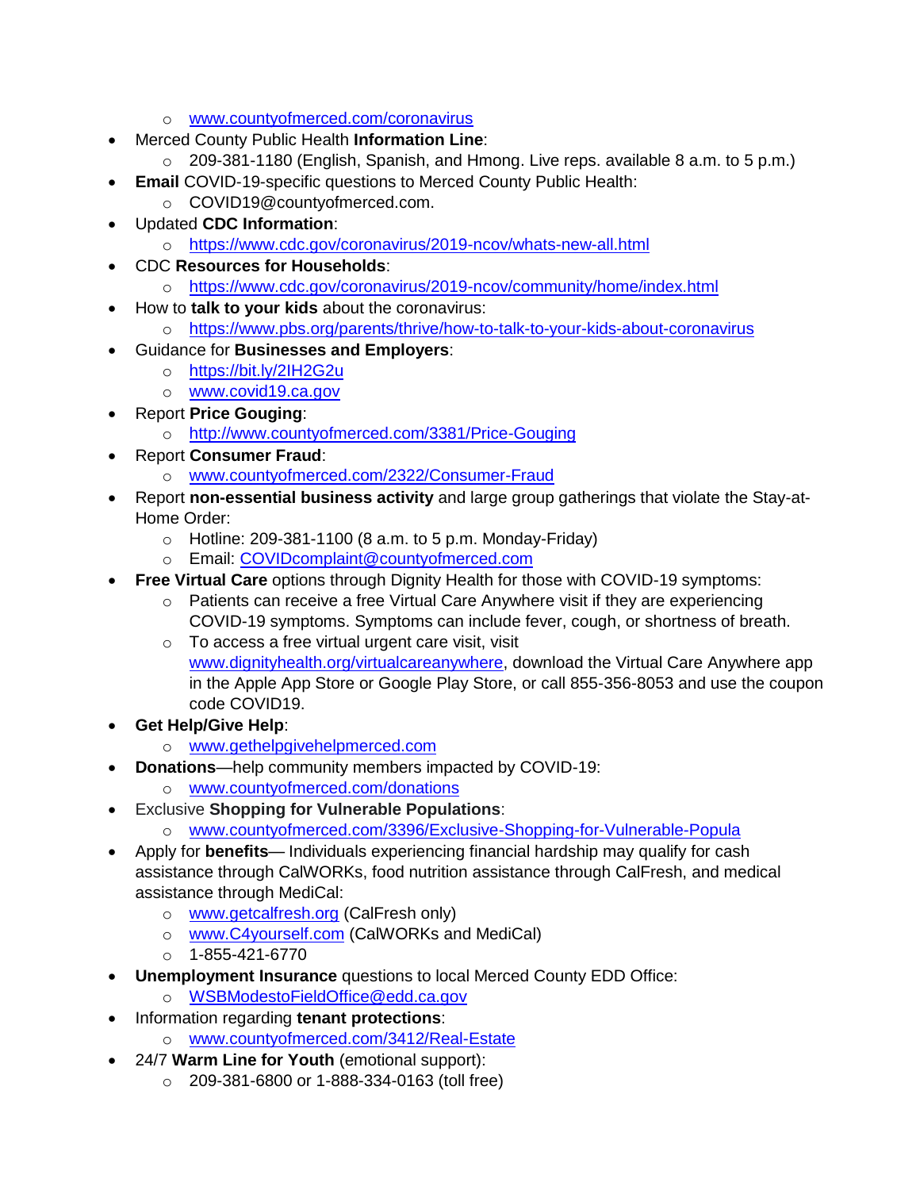- www.countyofmerced.com/coronavirus
- Merced County Public Health **Information Line**:
   - 209-381-1180 (English, Spanish, and Hmong. Live reps. available 8 a.m. to 5 p.m.)
- **Email** COVID-19-specific questions to Merced County Public Health:
   - COVID19@countyofmerced.com.
- Updated **CDC Information**:
   - https://www.cdc.gov/coronavirus/2019-ncov/whats-new-all.html
- CDC **Resources for Households**:
   - https://www.cdc.gov/coronavirus/2019-ncov/community/home/index.html
- How to **talk to your kids** about the coronavirus:
   - https://www.pbs.org/parents/thrive/how-to-talk-to-your-kids-about-coronavirus
- Guidance for **Businesses and Employers**:
   - https://bit.ly/2IH2G2u
   - www.covid19.ca.gov
- Report **Price Gouging**:
   - http://www.countyofmerced.com/3381/Price-Gouging
- Report **Consumer Fraud**:
   - www.countyofmerced.com/2322/Consumer-Fraud
- Report **non-essential business activity** and large group gatherings that violate the Stay-at-Home Order:
   - Hotline: 209-381-1100 (8 a.m. to 5 p.m. Monday-Friday)
   - Email: COVIDcomplaint@countyofmerced.com
- **Free Virtual Care** options through Dignity Health for those with COVID-19 symptoms:
   - Patients can receive a free Virtual Care Anywhere visit if they are experiencing COVID-19 symptoms. Symptoms can include fever, cough, or shortness of breath.
   - To access a free virtual urgent care visit, visit www.dignityhealth.org/virtualcareanywhere, download the Virtual Care Anywhere app in the Apple App Store or Google Play Store, or call 855-356-8053 and use the coupon code COVID19.
- **Get Help/Give Help**:
   - www.gethelpgivehelpmerced.com
- **Donations**—help community members impacted by COVID-19:
   - www.countyofmerced.com/donations
- Exclusive **Shopping for Vulnerable Populations**:
   - www.countyofmerced.com/3396/Exclusive-Shopping-for-Vulnerable-Popula
- Apply for **benefits**— Individuals experiencing financial hardship may qualify for cash assistance through CalWORKs, food nutrition assistance through CalFresh, and medical assistance through MediCal:
   - www.getcalfresh.org (CalFresh only)
   - www.C4yourself.com (CalWORKs and MediCal)
   - 1-855-421-6770
- **Unemployment Insurance** questions to local Merced County EDD Office:
   - WSBModestoFieldOffice@edd.ca.gov
- Information regarding **tenant protections**:
   - www.countyofmerced.com/3412/Real-Estate
- 24/7 **Warm Line for Youth** (emotional support):
   - 209-381-6800 or 1-888-334-0163 (toll free)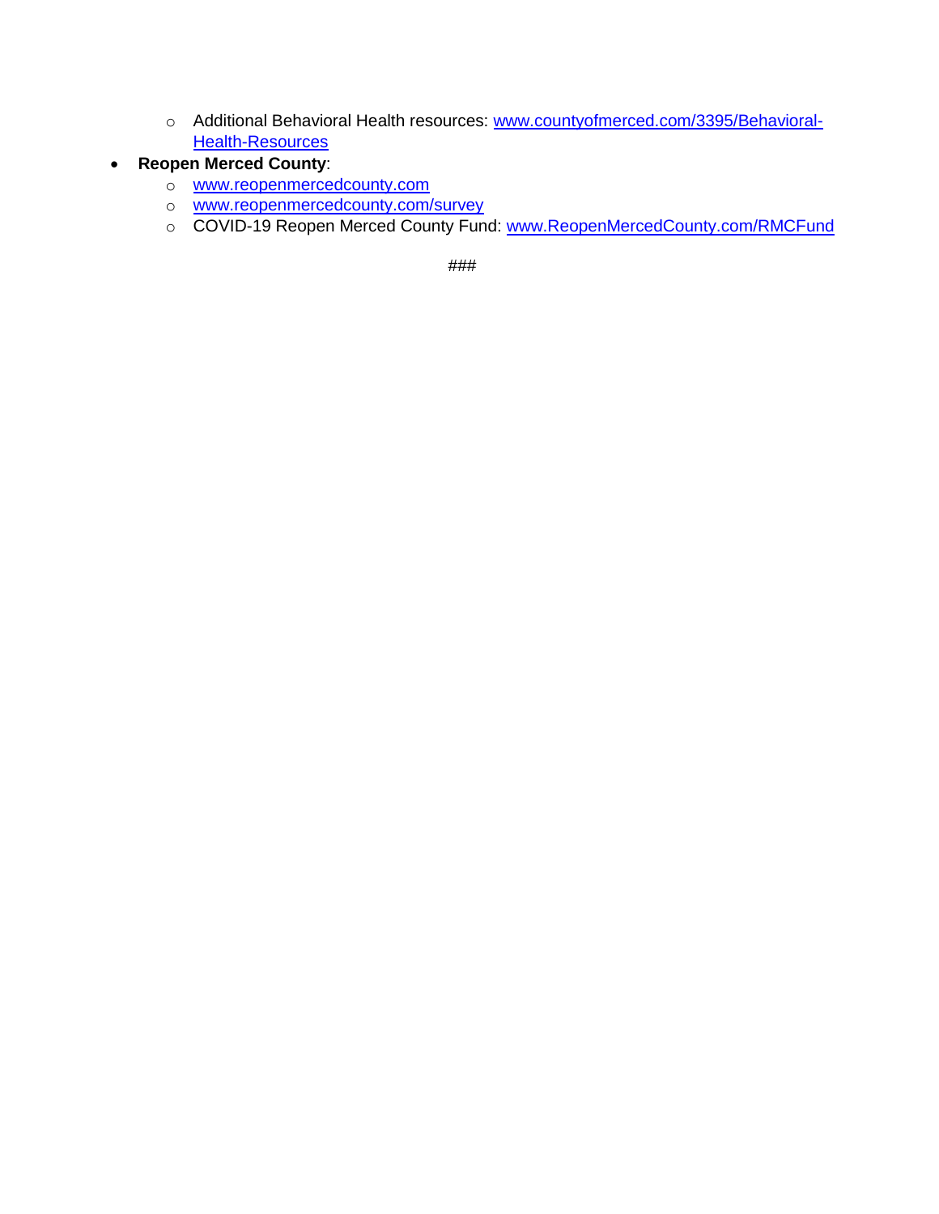- Additional Behavioral Health resources: www.countyofmerced.com/3395/Behavioral-Health-Resources
- **Reopen Merced County**:
    - www.reopenmercedcounty.com
    - www.reopenmercedcounty.com/survey
    - COVID-19 Reopen Merced County Fund: www.ReopenMercedCounty.com/RMCFund

###